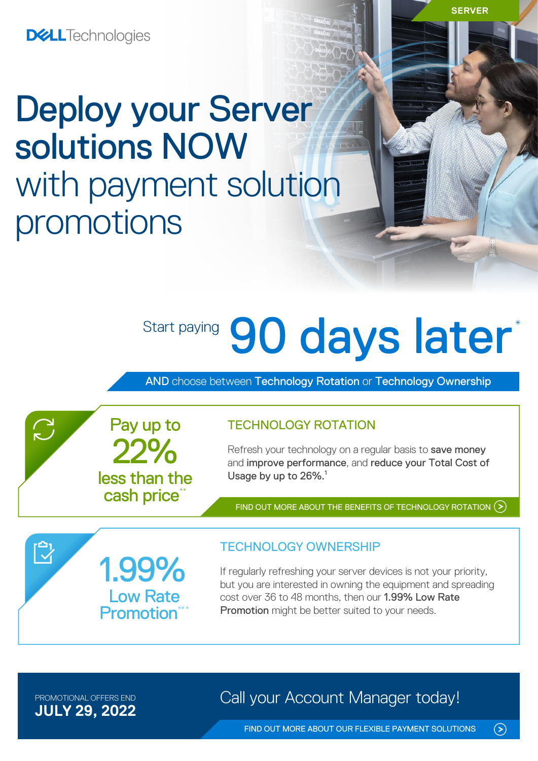SERVER

DELL Technologies

# Deploy your Server solutions NOW with payment solution promotions

Start paying **90 days later***

AND choose between **Technology Rotation** or **Technology Ownership**

Pay up to **22%** less than the cash price**

## TECHNOLOGY ROTATION

Refresh your technology on a regular basis to **save money** and **improve performance**, and **reduce your Total Cost of Usage by up to 26%.**[1]

FIND OUT MORE ABOUT THE BENEFITS OF TECHNOLOGY ROTATION

**1.99%** Low Rate Promotion***

## TECHNOLOGY OWNERSHIP

If regularly refreshing your server devices is not your priority, but you are interested in owning the equipment and spreading cost over 36 to 48 months, then our **1.99% Low Rate Promotion** might be better suited to your needs.

PROMOTIONAL OFFERS END
**JULY 29, 2022**

Call your Account Manager today!

FIND OUT MORE ABOUT OUR FLEXIBLE PAYMENT SOLUTIONS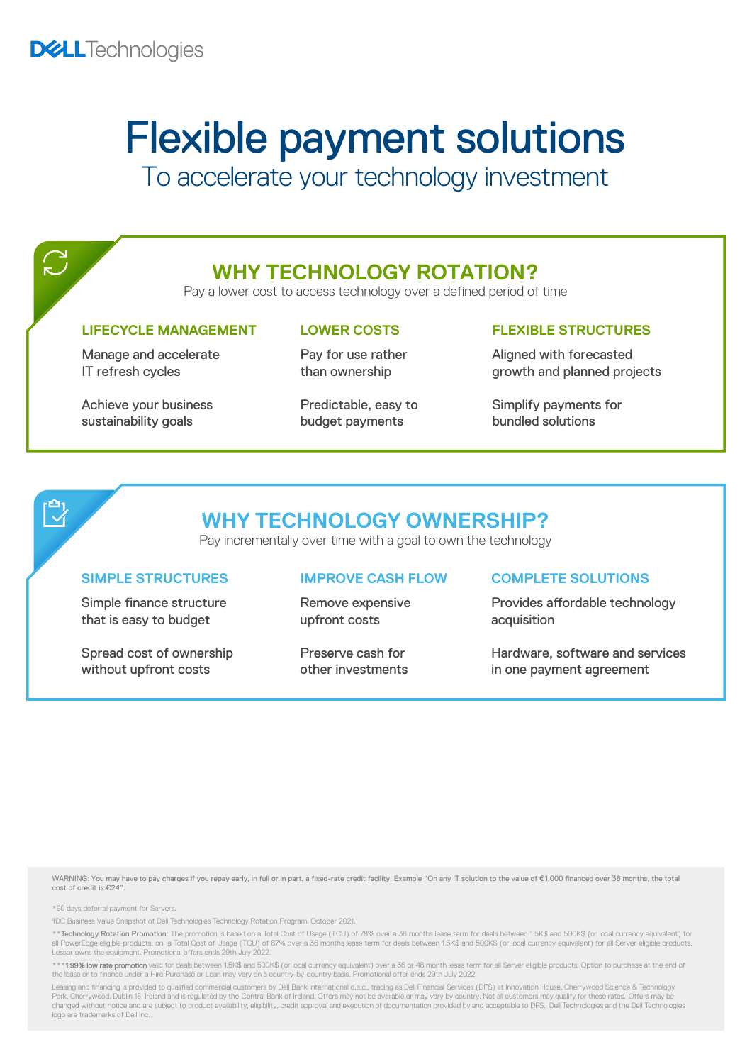DELL Technologies

# Flexible payment solutions

To accelerate your technology investment

## WHY TECHNOLOGY ROTATION?

Pay a lower cost to access technology over a defined period of time

### LIFECYCLE MANAGEMENT

Manage and accelerate IT refresh cycles

Achieve your business sustainability goals

### LOWER COSTS

Pay for use rather than ownership

Predictable, easy to budget payments

### FLEXIBLE STRUCTURES

Aligned with forecasted growth and planned projects

Simplify payments for bundled solutions

## WHY TECHNOLOGY OWNERSHIP?

Pay incrementally over time with a goal to own the technology

### SIMPLE STRUCTURES

Simple finance structure that is easy to budget

Spread cost of ownership without upfront costs

### IMPROVE CASH FLOW

Remove expensive upfront costs

Preserve cash for other investments

### COMPLETE SOLUTIONS

Provides affordable technology acquisition

Hardware, software and services in one payment agreement

WARNING: You may have to pay charges if you repay early, in full or in part, a fixed-rate credit facility. Example "On any IT solution to the value of €1,000 financed over 36 months, the total cost of credit is €24".

*90 days deferral payment for Servers.

[1]IDC Business Value Snapshot of Dell Technologies Technology Rotation Program. October 2021.

**Technology Rotation Promotion: The promotion is based on a Total Cost of Usage (TCU) of 78% over a 36 months lease term for deals between 1.5K$ and 500K$ (or local currency equivalent) for all PowerEdge eligible products, on a Total Cost of Usage (TCU) of 87% over a 36 months lease term for deals between 1.5K$ and 500K$ (or local currency equivalent) for all Server eligible products. Lessor owns the equipment. Promotional offers ends 29th July 2022.

***1.99% low rate promotion valid for deals between 1.5K$ and 500K$ (or local currency equivalent) over a 36 or 48 month lease term for all Server eligible products. Option to purchase at the end of the lease or to finance under a Hire Purchase or Loan may vary on a country-by-country basis. Promotional offer ends 29th July 2022.

Leasing and financing is provided to qualified commercial customers by Dell Bank International d.a.c., trading as Dell Financial Services (DFS) at Innovation House, Cherrywood Science & Technology Park, Cherrywood, Dublin 18, Ireland and is regulated by the Central Bank of Ireland. Offers may not be available or may vary by country. Not all customers may qualify for these rates. Offers may be changed without notice and are subject to product availability, eligibility, credit approval and execution of documentation provided by and acceptable to DFS. Dell Technologies and the Dell Technologies logo are trademarks of Dell Inc.